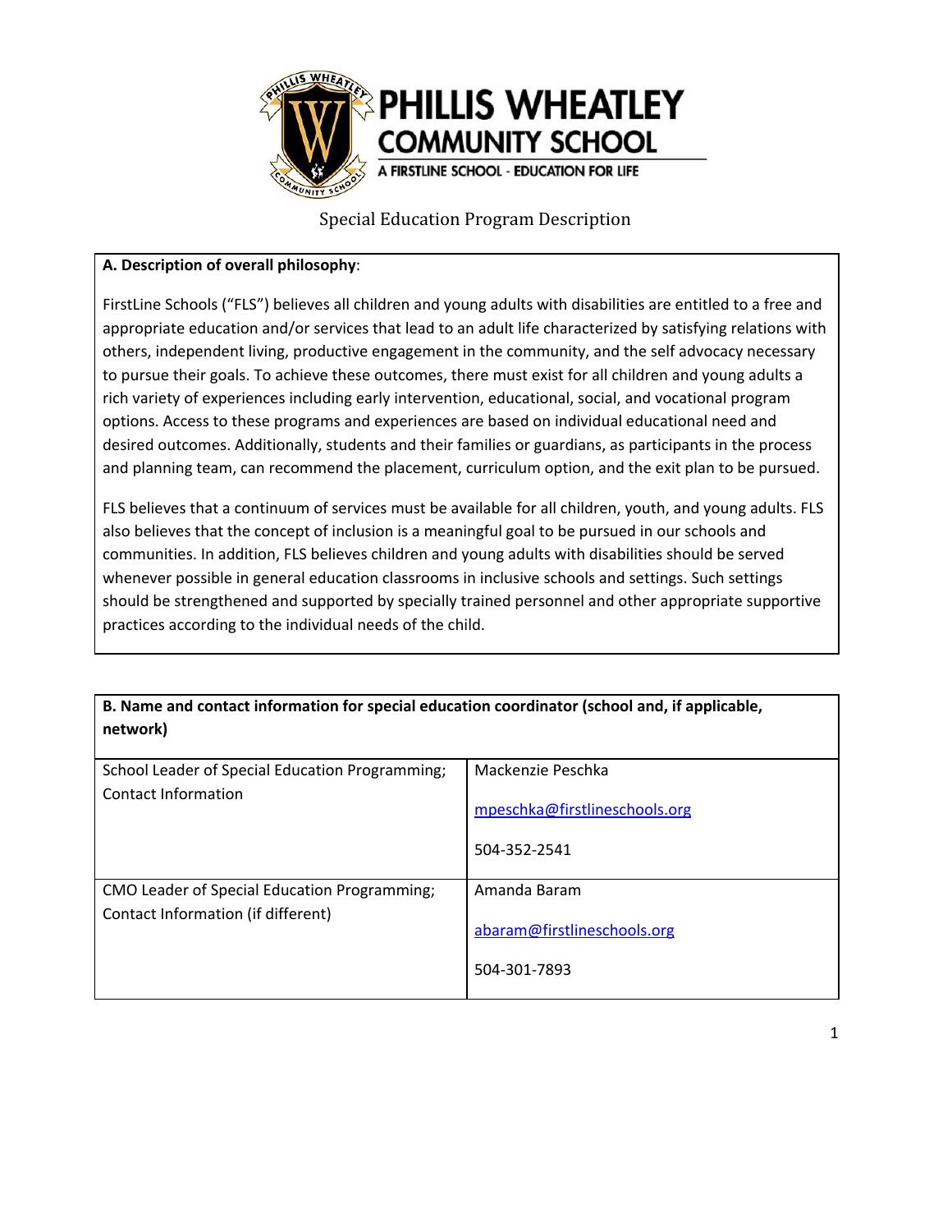# PHILLIS WHEATLEY COMMUNITY SCHOOL

A FIRSTLINE SCHOOL - EDUCATION FOR LIFE

## Special Education Program Description

**A. Description of overall philosophy**:

FirstLine Schools ("FLS") believes all children and young adults with disabilities are entitled to a free and appropriate education and/or services that lead to an adult life characterized by satisfying relations with others, independent living, productive engagement in the community, and the self advocacy necessary to pursue their goals. To achieve these outcomes, there must exist for all children and young adults a rich variety of experiences including early intervention, educational, social, and vocational program options. Access to these programs and experiences are based on individual educational need and desired outcomes. Additionally, students and their families or guardians, as participants in the process and planning team, can recommend the placement, curriculum option, and the exit plan to be pursued.

FLS believes that a continuum of services must be available for all children, youth, and young adults. FLS also believes that the concept of inclusion is a meaningful goal to be pursued in our schools and communities. In addition, FLS believes children and young adults with disabilities should be served whenever possible in general education classrooms in inclusive schools and settings. Such settings should be strengthened and supported by specially trained personnel and other appropriate supportive practices according to the individual needs of the child.

**B. Name and contact information for special education coordinator (school and, if applicable, network)**

| | |
|---|---|
| School Leader of Special Education Programming; Contact Information | Mackenzie Peschka<br>mpeschka@firstlineschools.org<br>504-352-2541 |
| CMO Leader of Special Education Programming; Contact Information (if different) | Amanda Baram<br>abaram@firstlineschools.org<br>504-301-7893 |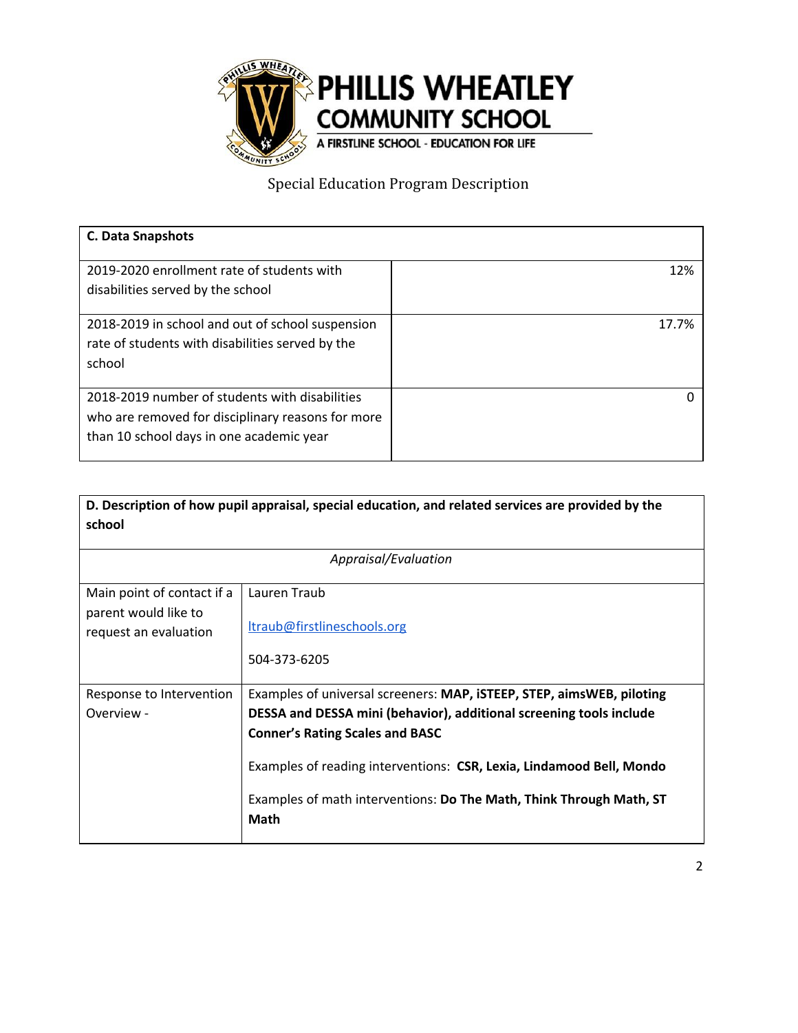# PHILLIS WHEATLEY COMMUNITY SCHOOL

A FIRSTLINE SCHOOL - EDUCATION FOR LIFE

Special Education Program Description

| **C. Data Snapshots** | |
|---|---|
| 2019-2020 enrollment rate of students with disabilities served by the school | 12% |
| 2018-2019 in school and out of school suspension rate of students with disabilities served by the school | 17.7% |
| 2018-2019 number of students with disabilities who are removed for disciplinary reasons for more than 10 school days in one academic year | 0 |

| **D. Description of how pupil appraisal, special education, and related services are provided by the school** | |
|---|---|
| *Appraisal/Evaluation* | |
| Main point of contact if a parent would like to request an evaluation | Lauren Traub<br><br>ltraub@firstlineschools.org<br><br>504-373-6205 |
| Response to Intervention Overview - | Examples of universal screeners: **MAP, iSTEEP, STEP, aimsWEB, piloting DESSA and DESSA mini (behavior), additional screening tools include Conner's Rating Scales and BASC**<br><br>Examples of reading interventions: **CSR, Lexia, Lindamood Bell, Mondo**<br><br>Examples of math interventions: **Do The Math, Think Through Math, ST Math** |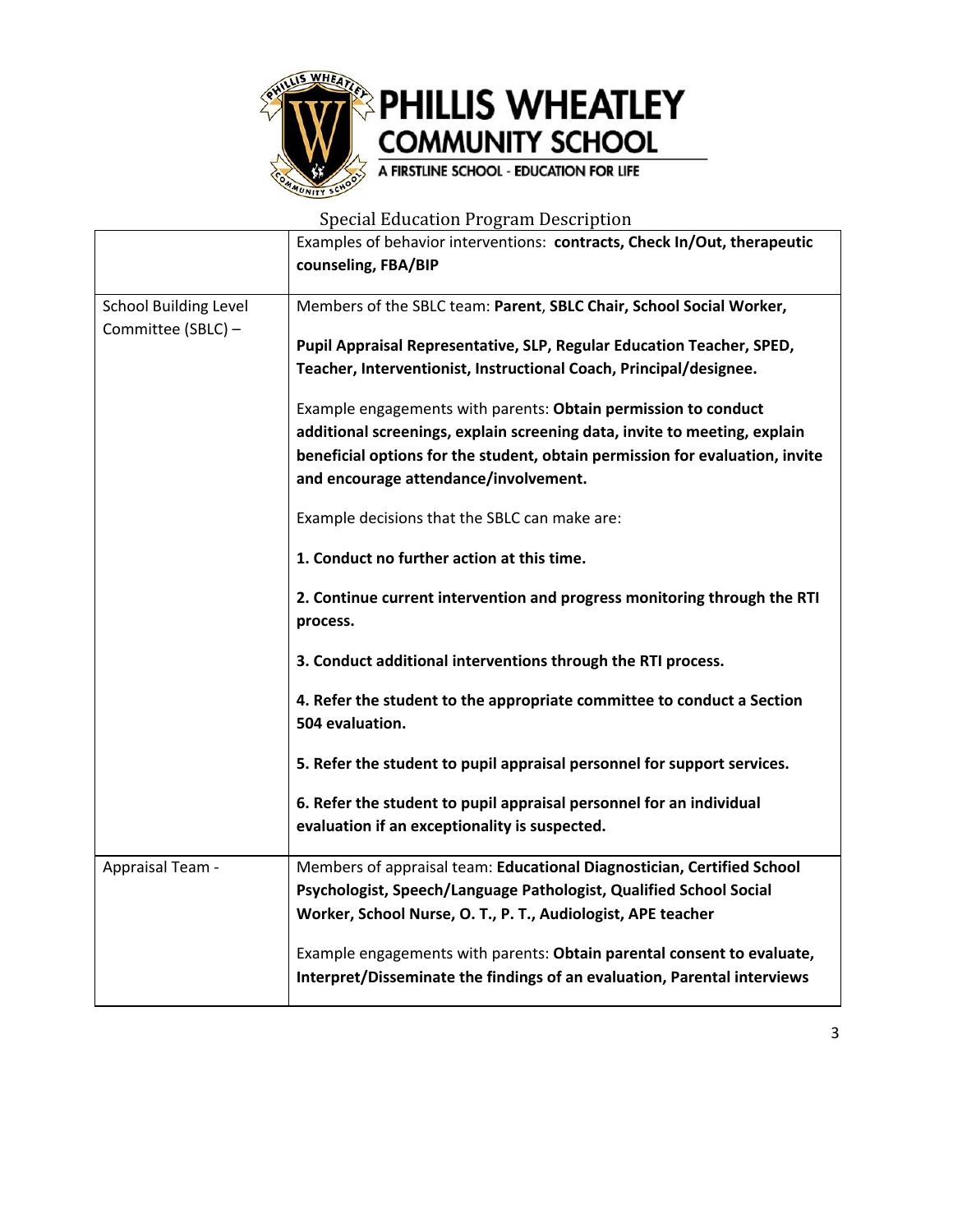# PHILLIS WHEATLEY COMMUNITY SCHOOL

A FIRSTLINE SCHOOL - EDUCATION FOR LIFE

Special Education Program Description

| | |
|---|---|
| | Examples of behavior interventions: **contracts, Check In/Out, therapeutic counseling, FBA/BIP** |
| School Building Level Committee (SBLC) – | Members of the SBLC team: **Parent**, **SBLC Chair, School Social Worker, Pupil Appraisal Representative, SLP, Regular Education Teacher, SPED, Teacher, Interventionist, Instructional Coach, Principal/designee.**<br><br>Example engagements with parents: **Obtain permission to conduct additional screenings, explain screening data, invite to meeting, explain beneficial options for the student, obtain permission for evaluation, invite and encourage attendance/involvement.**<br><br>Example decisions that the SBLC can make are:<br><br>**1. Conduct no further action at this time.**<br><br>**2. Continue current intervention and progress monitoring through the RTI process.**<br><br>**3. Conduct additional interventions through the RTI process.**<br><br>**4. Refer the student to the appropriate committee to conduct a Section 504 evaluation.**<br><br>**5. Refer the student to pupil appraisal personnel for support services.**<br><br>**6. Refer the student to pupil appraisal personnel for an individual evaluation if an exceptionality is suspected.** |
| Appraisal Team - | Members of appraisal team: **Educational Diagnostician, Certified School Psychologist, Speech/Language Pathologist, Qualified School Social Worker, School Nurse, O. T., P. T., Audiologist, APE teacher**<br><br>Example engagements with parents: **Obtain parental consent to evaluate, Interpret/Disseminate the findings of an evaluation, Parental interviews** |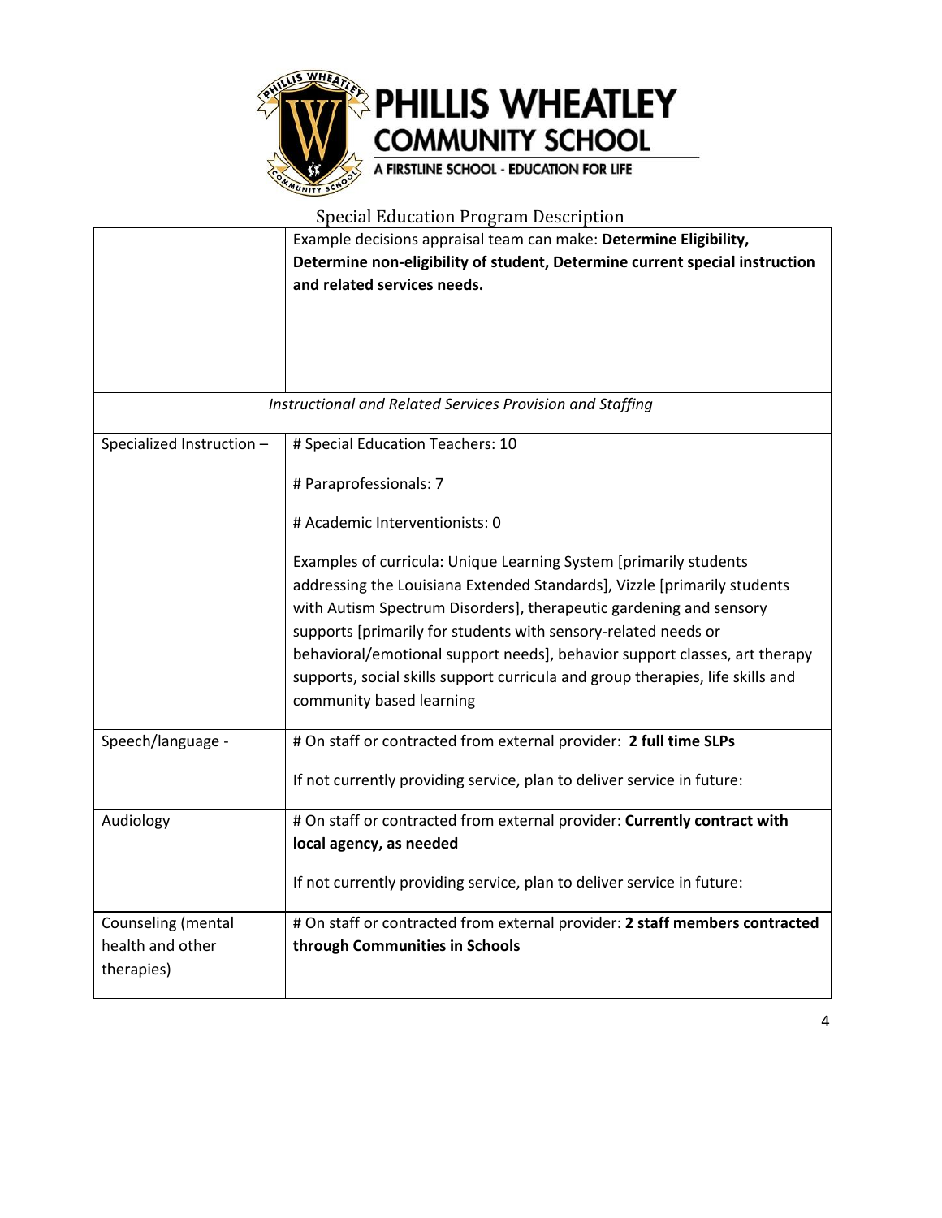Special Education Program Description

| | |
|---|---|
| | Example decisions appraisal team can make: **Determine Eligibility, Determine non-eligibility of student, Determine current special instruction and related services needs.** |
| *Instructional and Related Services Provision and Staffing* | |
| Specialized Instruction – | # Special Education Teachers: 10<br><br># Paraprofessionals: 7<br><br># Academic Interventionists: 0<br><br>Examples of curricula: Unique Learning System [primarily students addressing the Louisiana Extended Standards], Vizzle [primarily students with Autism Spectrum Disorders], therapeutic gardening and sensory supports [primarily for students with sensory-related needs or behavioral/emotional support needs], behavior support classes, art therapy supports, social skills support curricula and group therapies, life skills and community based learning |
| Speech/language - | # On staff or contracted from external provider: **2 full time SLPs**<br><br>If not currently providing service, plan to deliver service in future: |
| Audiology | # On staff or contracted from external provider: **Currently contract with local agency, as needed**<br><br>If not currently providing service, plan to deliver service in future: |
| Counseling (mental health and other therapies) | # On staff or contracted from external provider: **2 staff members contracted through Communities in Schools** |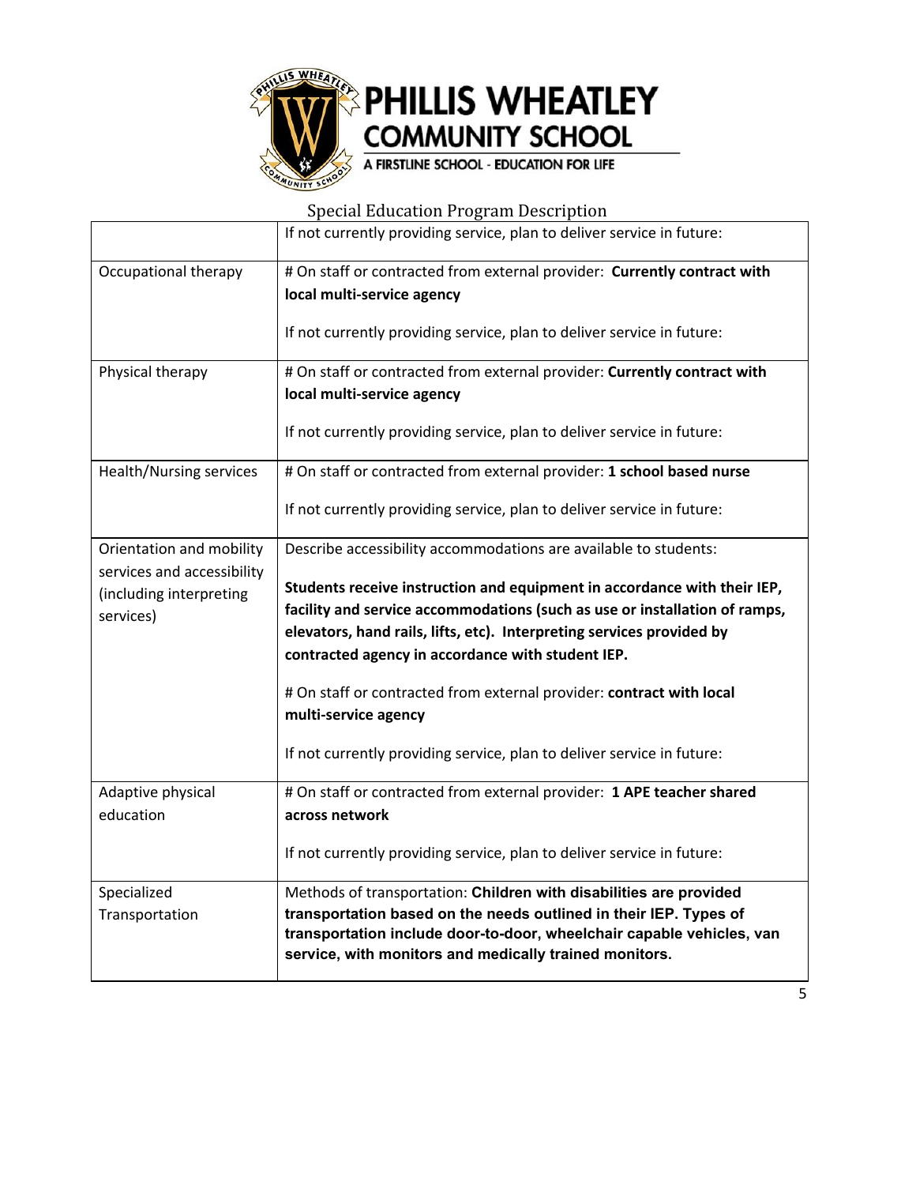# PHILLIS WHEATLEY COMMUNITY SCHOOL

A FIRSTLINE SCHOOL - EDUCATION FOR LIFE

Special Education Program Description

| | |
|---|---|
| | If not currently providing service, plan to deliver service in future: |
| Occupational therapy | # On staff or contracted from external provider: **Currently contract with local multi-service agency**<br><br>If not currently providing service, plan to deliver service in future: |
| Physical therapy | # On staff or contracted from external provider: **Currently contract with local multi-service agency**<br><br>If not currently providing service, plan to deliver service in future: |
| Health/Nursing services | # On staff or contracted from external provider: **1 school based nurse**<br><br>If not currently providing service, plan to deliver service in future: |
| Orientation and mobility services and accessibility (including interpreting services) | Describe accessibility accommodations are available to students:<br><br>**Students receive instruction and equipment in accordance with their IEP, facility and service accommodations (such as use or installation of ramps, elevators, hand rails, lifts, etc). Interpreting services provided by contracted agency in accordance with student IEP.**<br><br># On staff or contracted from external provider: **contract with local multi-service agency**<br><br>If not currently providing service, plan to deliver service in future: |
| Adaptive physical education | # On staff or contracted from external provider: **1 APE teacher shared across network**<br><br>If not currently providing service, plan to deliver service in future: |
| Specialized Transportation | Methods of transportation: **Children with disabilities are provided transportation based on the needs outlined in their IEP. Types of transportation include door-to-door, wheelchair capable vehicles, van service, with monitors and medically trained monitors.** |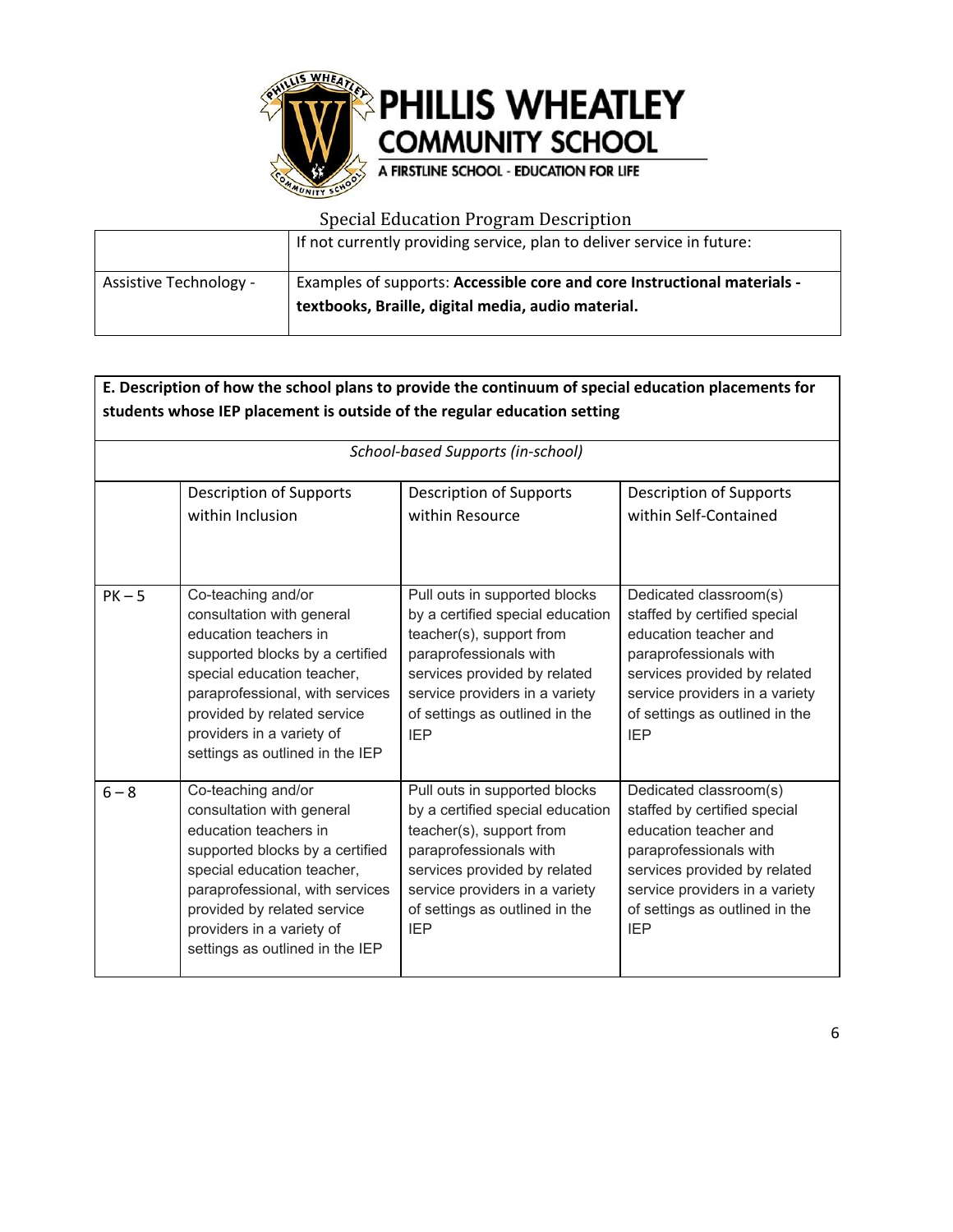# PHILLIS WHEATLEY COMMUNITY SCHOOL

A FIRSTLINE SCHOOL - EDUCATION FOR LIFE

Special Education Program Description

| | |
|---|---|
| | If not currently providing service, plan to deliver service in future: |
| Assistive Technology - | Examples of supports: **Accessible core and core Instructional materials - textbooks, Braille, digital media, audio material.** |

**E. Description of how the school plans to provide the continuum of special education placements for students whose IEP placement is outside of the regular education setting**

| *School-based Supports (in-school)* | | | |
|---|---|---|---|
| | Description of Supports within Inclusion | Description of Supports within Resource | Description of Supports within Self-Contained |
| PK – 5 | Co-teaching and/or consultation with general education teachers in supported blocks by a certified special education teacher, paraprofessional, with services provided by related service providers in a variety of settings as outlined in the IEP | Pull outs in supported blocks by a certified special education teacher(s), support from paraprofessionals with services provided by related service providers in a variety of settings as outlined in the IEP | Dedicated classroom(s) staffed by certified special education teacher and paraprofessionals with services provided by related service providers in a variety of settings as outlined in the IEP |
| 6 – 8 | Co-teaching and/or consultation with general education teachers in supported blocks by a certified special education teacher, paraprofessional, with services provided by related service providers in a variety of settings as outlined in the IEP | Pull outs in supported blocks by a certified special education teacher(s), support from paraprofessionals with services provided by related service providers in a variety of settings as outlined in the IEP | Dedicated classroom(s) staffed by certified special education teacher and paraprofessionals with services provided by related service providers in a variety of settings as outlined in the IEP |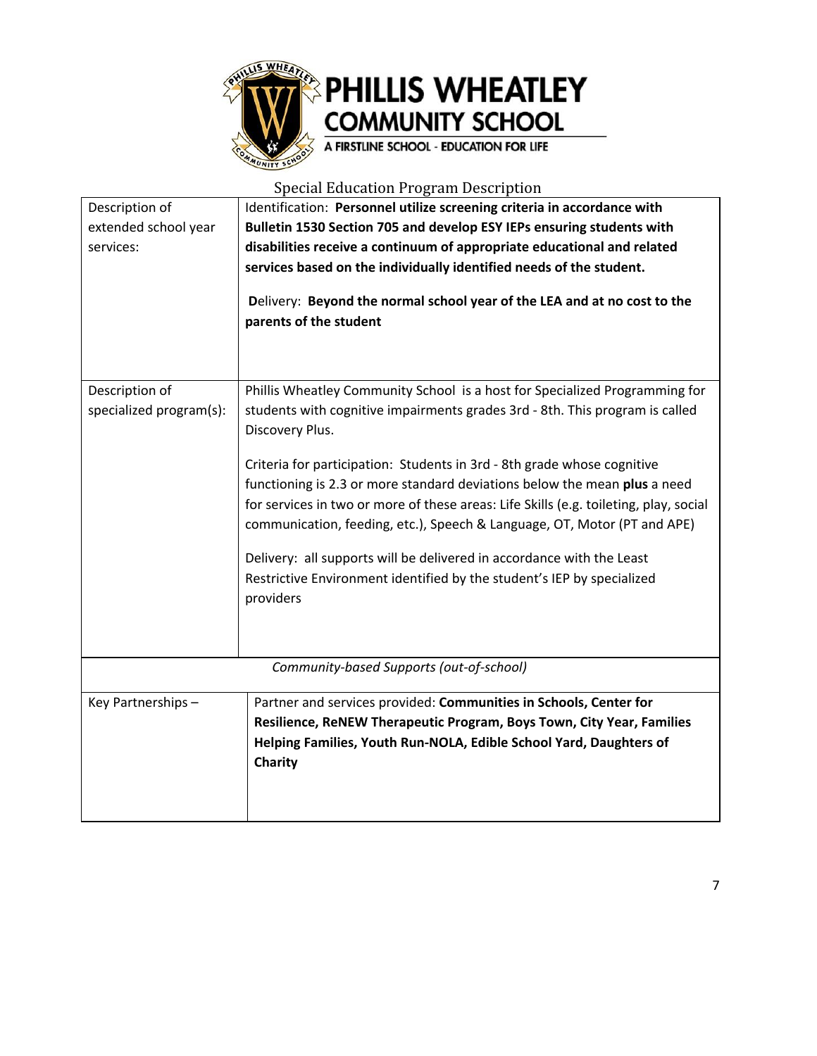**PHILLIS WHEATLEY COMMUNITY SCHOOL**

A FIRSTLINE SCHOOL - EDUCATION FOR LIFE

Special Education Program Description

| | |
|---|---|
| Description of extended school year services: | Identification: **Personnel utilize screening criteria in accordance with Bulletin 1530 Section 705 and develop ESY IEPs ensuring students with disabilities receive a continuum of appropriate educational and related services based on the individually identified needs of the student.**<br><br>Delivery: **Beyond the normal school year of the LEA and at no cost to the parents of the student** |
| Description of specialized program(s): | Phillis Wheatley Community School is a host for Specialized Programming for students with cognitive impairments grades 3rd - 8th. This program is called Discovery Plus.<br><br>Criteria for participation: Students in 3rd - 8th grade whose cognitive functioning is 2.3 or more standard deviations below the mean **plus** a need for services in two or more of these areas: Life Skills (e.g. toileting, play, social communication, feeding, etc.), Speech & Language, OT, Motor (PT and APE)<br><br>Delivery: all supports will be delivered in accordance with the Least Restrictive Environment identified by the student's IEP by specialized providers |
| *Community-based Supports (out-of-school)* | |
| Key Partnerships – | Partner and services provided: **Communities in Schools, Center for Resilience, ReNEW Therapeutic Program, Boys Town, City Year, Families Helping Families, Youth Run-NOLA, Edible School Yard, Daughters of Charity** |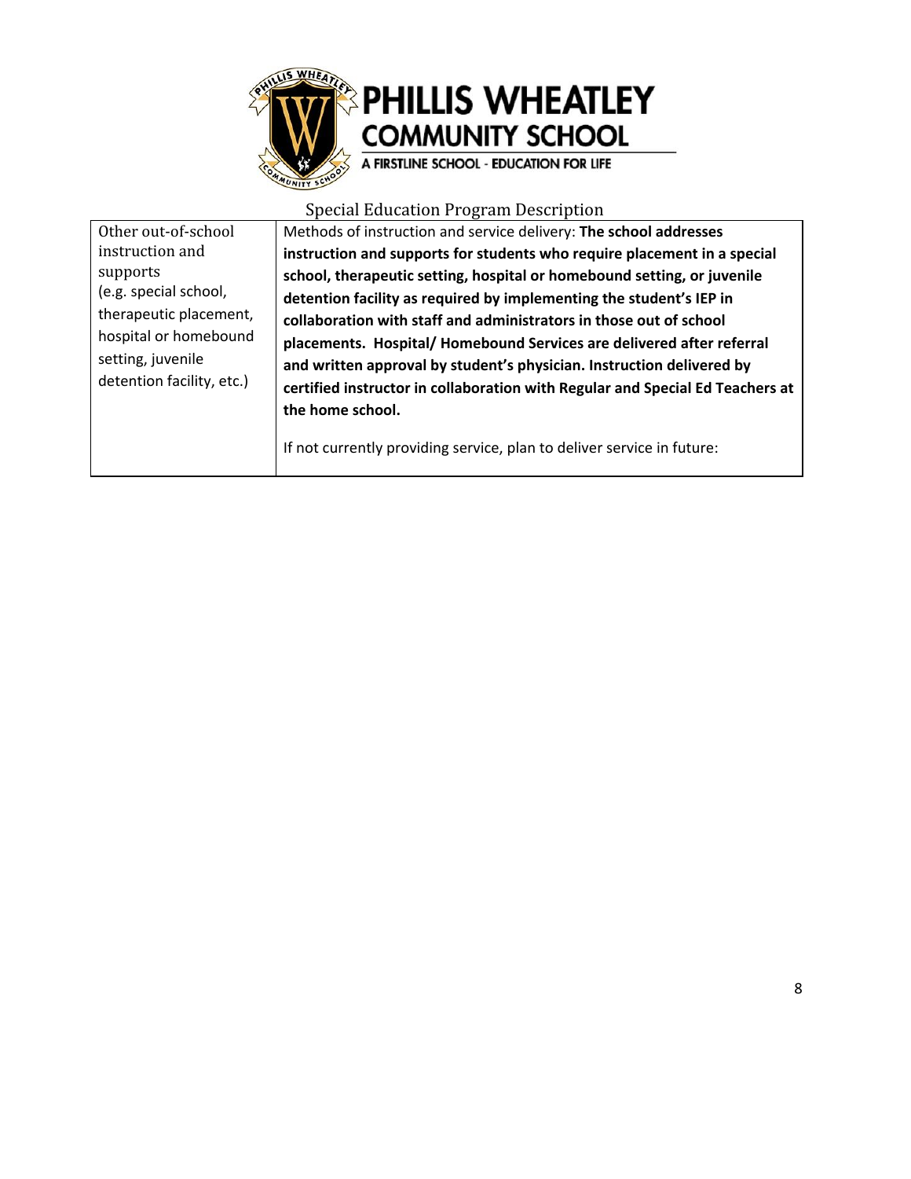# PHILLIS WHEATLEY COMMUNITY SCHOOL

A FIRSTLINE SCHOOL - EDUCATION FOR LIFE

## Special Education Program Description

| | |
|---|---|
| Other out-of-school instruction and supports (e.g. special school, therapeutic placement, hospital or homebound setting, juvenile detention facility, etc.) | Methods of instruction and service delivery: **The school addresses instruction and supports for students who require placement in a special school, therapeutic setting, hospital or homebound setting, or juvenile detention facility as required by implementing the student's IEP in collaboration with staff and administrators in those out of school placements. Hospital/ Homebound Services are delivered after referral and written approval by student's physician. Instruction delivered by certified instructor in collaboration with Regular and Special Ed Teachers at the home school.**<br><br>If not currently providing service, plan to deliver service in future: |